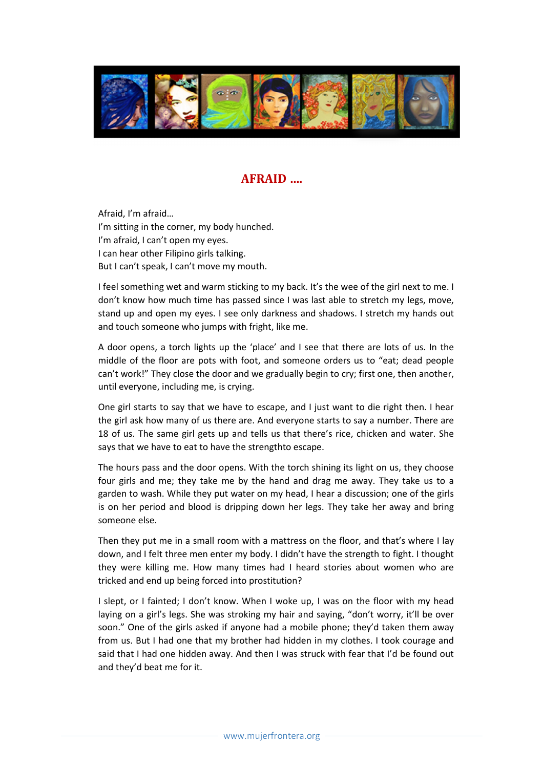# AFRAID ....

Afraid, I'm afraid…
I'm sitting in the corner, my body hunched.
I'm afraid, I can't open my eyes.
I can hear other Filipino girls talking.
But I can't speak, I can't move my mouth.

I feel something wet and warm sticking to my back. It's the wee of the girl next to me. I don't know how much time has passed since I was last able to stretch my legs, move, stand up and open my eyes. I see only darkness and shadows. I stretch my hands out and touch someone who jumps with fright, like me.

A door opens, a torch lights up the 'place' and I see that there are lots of us. In the middle of the floor are pots with foot, and someone orders us to "eat; dead people can't work!" They close the door and we gradually begin to cry; first one, then another, until everyone, including me, is crying.

One girl starts to say that we have to escape, and I just want to die right then. I hear the girl ask how many of us there are. And everyone starts to say a number. There are 18 of us. The same girl gets up and tells us that there's rice, chicken and water. She says that we have to eat to have the strengthto escape.

The hours pass and the door opens. With the torch shining its light on us, they choose four girls and me; they take me by the hand and drag me away. They take us to a garden to wash. While they put water on my head, I hear a discussion; one of the girls is on her period and blood is dripping down her legs. They take her away and bring someone else.

Then they put me in a small room with a mattress on the floor, and that's where I lay down, and I felt three men enter my body. I didn't have the strength to fight. I thought they were killing me. How many times had I heard stories about women who are tricked and end up being forced into prostitution?

I slept, or I fainted; I don't know. When I woke up, I was on the floor with my head laying on a girl's legs. She was stroking my hair and saying, "don't worry, it'll be over soon." One of the girls asked if anyone had a mobile phone; they'd taken them away from us. But I had one that my brother had hidden in my clothes. I took courage and said that I had one hidden away. And then I was struck with fear that I'd be found out and they'd beat me for it.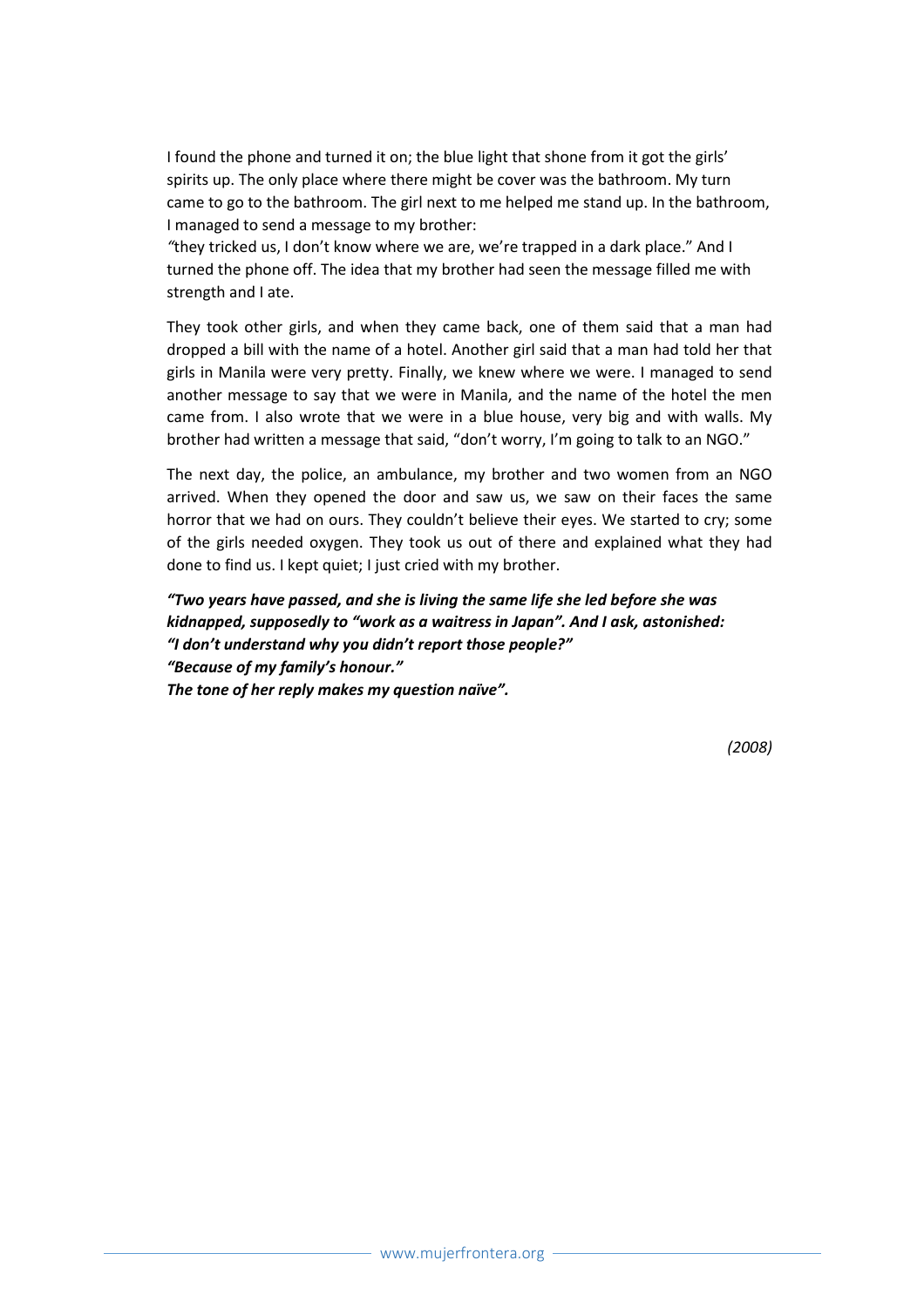I found the phone and turned it on; the blue light that shone from it got the girls' spirits up. The only place where there might be cover was the bathroom. My turn came to go to the bathroom. The girl next to me helped me stand up. In the bathroom, I managed to send a message to my brother:
*"*they tricked us, I don't know where we are, we're trapped in a dark place." And I turned the phone off. The idea that my brother had seen the message filled me with strength and I ate.

They took other girls, and when they came back, one of them said that a man had dropped a bill with the name of a hotel. Another girl said that a man had told her that girls in Manila were very pretty. Finally, we knew where we were. I managed to send another message to say that we were in Manila, and the name of the hotel the men came from. I also wrote that we were in a blue house, very big and with walls. My brother had written a message that said, "don't worry, I'm going to talk to an NGO."

The next day, the police, an ambulance, my brother and two women from an NGO arrived. When they opened the door and saw us, we saw on their faces the same horror that we had on ours. They couldn't believe their eyes. We started to cry; some of the girls needed oxygen. They took us out of there and explained what they had done to find us. I kept quiet; I just cried with my brother.

***"Two years have passed, and she is living the same life she led before she was kidnapped, supposedly to "work as a waitress in Japan". And I ask, astonished:***
***"I don't understand why you didn't report those people?"***
***"Because of my family's honour."***
***The tone of her reply makes my question naïve".***

*(2008)*